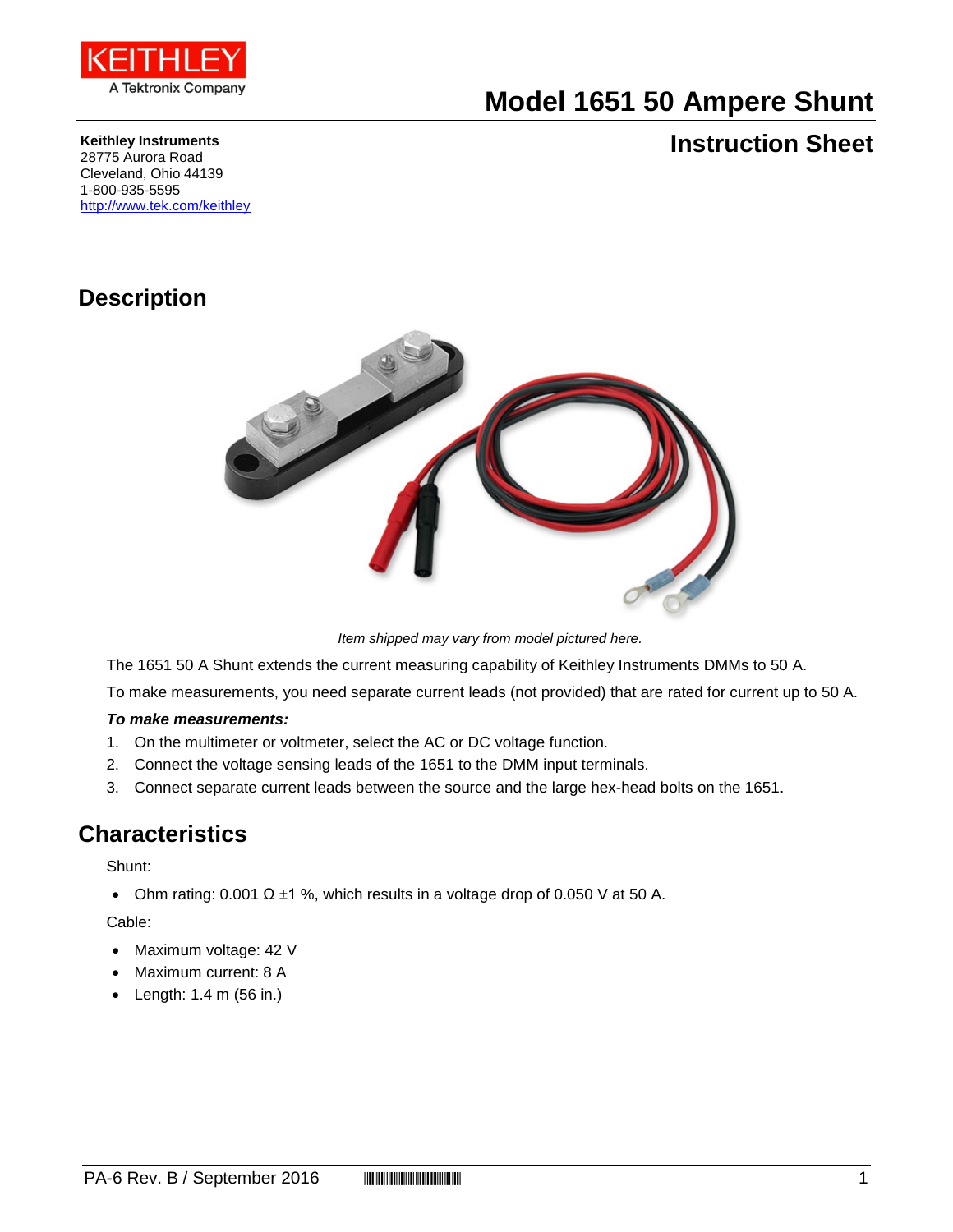# Model 1651 50 Ampere Shunt

## Instruction Sheet

**Keithley Instruments**
28775 Aurora Road
Cleveland, Ohio 44139
1-800-935-5595
http://www.tek.com/keithley

## Description

*Item shipped may vary from model pictured here.*

The 1651 50 A Shunt extends the current measuring capability of Keithley Instruments DMMs to 50 A.

To make measurements, you need separate current leads (not provided) that are rated for current up to 50 A.

***To make measurements:***

1. On the multimeter or voltmeter, select the AC or DC voltage function.
2. Connect the voltage sensing leads of the 1651 to the DMM input terminals.
3. Connect separate current leads between the source and the large hex-head bolts on the 1651.

## Characteristics

Shunt:

- Ohm rating: 0.001 Ω ±1 %, which results in a voltage drop of 0.050 V at 50 A.

Cable:

- Maximum voltage: 42 V
- Maximum current: 8 A
- Length: 1.4 m (56 in.)

PA-6 Rev. B / September 2016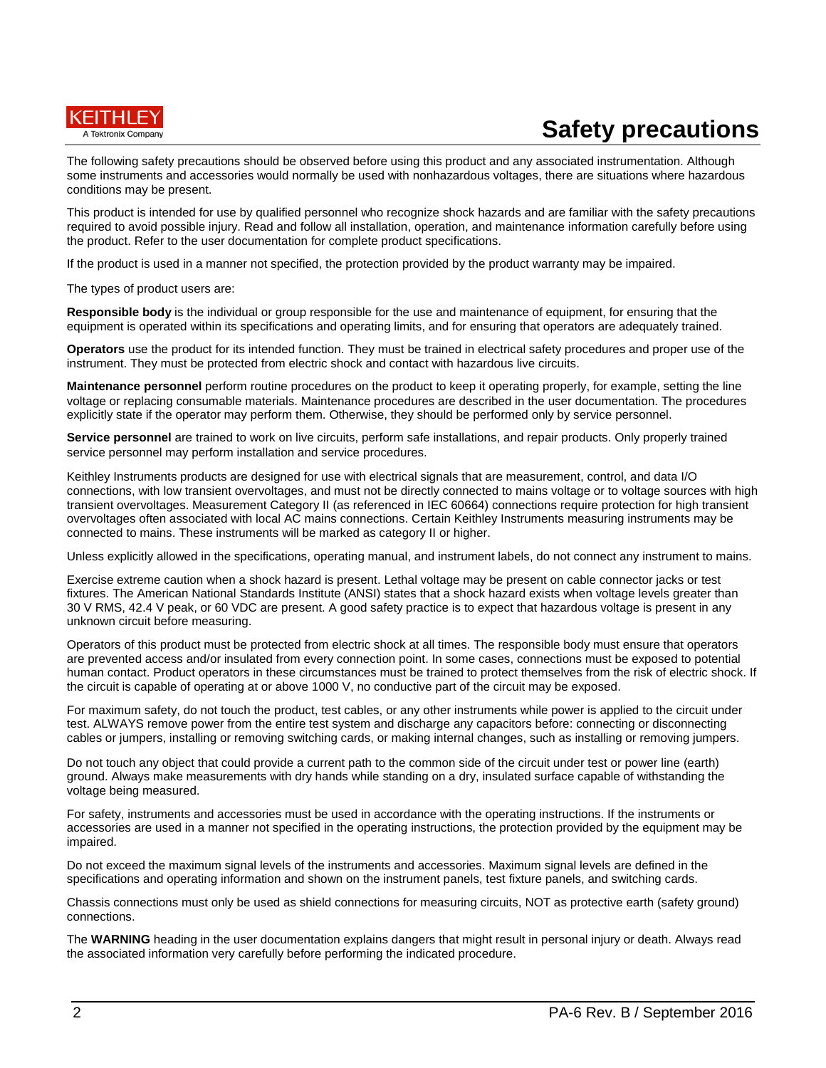# Safety precautions

The following safety precautions should be observed before using this product and any associated instrumentation. Although some instruments and accessories would normally be used with nonhazardous voltages, there are situations where hazardous conditions may be present.

This product is intended for use by qualified personnel who recognize shock hazards and are familiar with the safety precautions required to avoid possible injury. Read and follow all installation, operation, and maintenance information carefully before using the product. Refer to the user documentation for complete product specifications.

If the product is used in a manner not specified, the protection provided by the product warranty may be impaired.

The types of product users are:

**Responsible body** is the individual or group responsible for the use and maintenance of equipment, for ensuring that the equipment is operated within its specifications and operating limits, and for ensuring that operators are adequately trained.

**Operators** use the product for its intended function. They must be trained in electrical safety procedures and proper use of the instrument. They must be protected from electric shock and contact with hazardous live circuits.

**Maintenance personnel** perform routine procedures on the product to keep it operating properly, for example, setting the line voltage or replacing consumable materials. Maintenance procedures are described in the user documentation. The procedures explicitly state if the operator may perform them. Otherwise, they should be performed only by service personnel.

**Service personnel** are trained to work on live circuits, perform safe installations, and repair products. Only properly trained service personnel may perform installation and service procedures.

Keithley Instruments products are designed for use with electrical signals that are measurement, control, and data I/O connections, with low transient overvoltages, and must not be directly connected to mains voltage or to voltage sources with high transient overvoltages. Measurement Category II (as referenced in IEC 60664) connections require protection for high transient overvoltages often associated with local AC mains connections. Certain Keithley Instruments measuring instruments may be connected to mains. These instruments will be marked as category II or higher.

Unless explicitly allowed in the specifications, operating manual, and instrument labels, do not connect any instrument to mains.

Exercise extreme caution when a shock hazard is present. Lethal voltage may be present on cable connector jacks or test fixtures. The American National Standards Institute (ANSI) states that a shock hazard exists when voltage levels greater than 30 V RMS, 42.4 V peak, or 60 VDC are present. A good safety practice is to expect that hazardous voltage is present in any unknown circuit before measuring.

Operators of this product must be protected from electric shock at all times. The responsible body must ensure that operators are prevented access and/or insulated from every connection point. In some cases, connections must be exposed to potential human contact. Product operators in these circumstances must be trained to protect themselves from the risk of electric shock. If the circuit is capable of operating at or above 1000 V, no conductive part of the circuit may be exposed.

For maximum safety, do not touch the product, test cables, or any other instruments while power is applied to the circuit under test. ALWAYS remove power from the entire test system and discharge any capacitors before: connecting or disconnecting cables or jumpers, installing or removing switching cards, or making internal changes, such as installing or removing jumpers.

Do not touch any object that could provide a current path to the common side of the circuit under test or power line (earth) ground. Always make measurements with dry hands while standing on a dry, insulated surface capable of withstanding the voltage being measured.

For safety, instruments and accessories must be used in accordance with the operating instructions. If the instruments or accessories are used in a manner not specified in the operating instructions, the protection provided by the equipment may be impaired.

Do not exceed the maximum signal levels of the instruments and accessories. Maximum signal levels are defined in the specifications and operating information and shown on the instrument panels, test fixture panels, and switching cards.

Chassis connections must only be used as shield connections for measuring circuits, NOT as protective earth (safety ground) connections.

The **WARNING** heading in the user documentation explains dangers that might result in personal injury or death. Always read the associated information very carefully before performing the indicated procedure.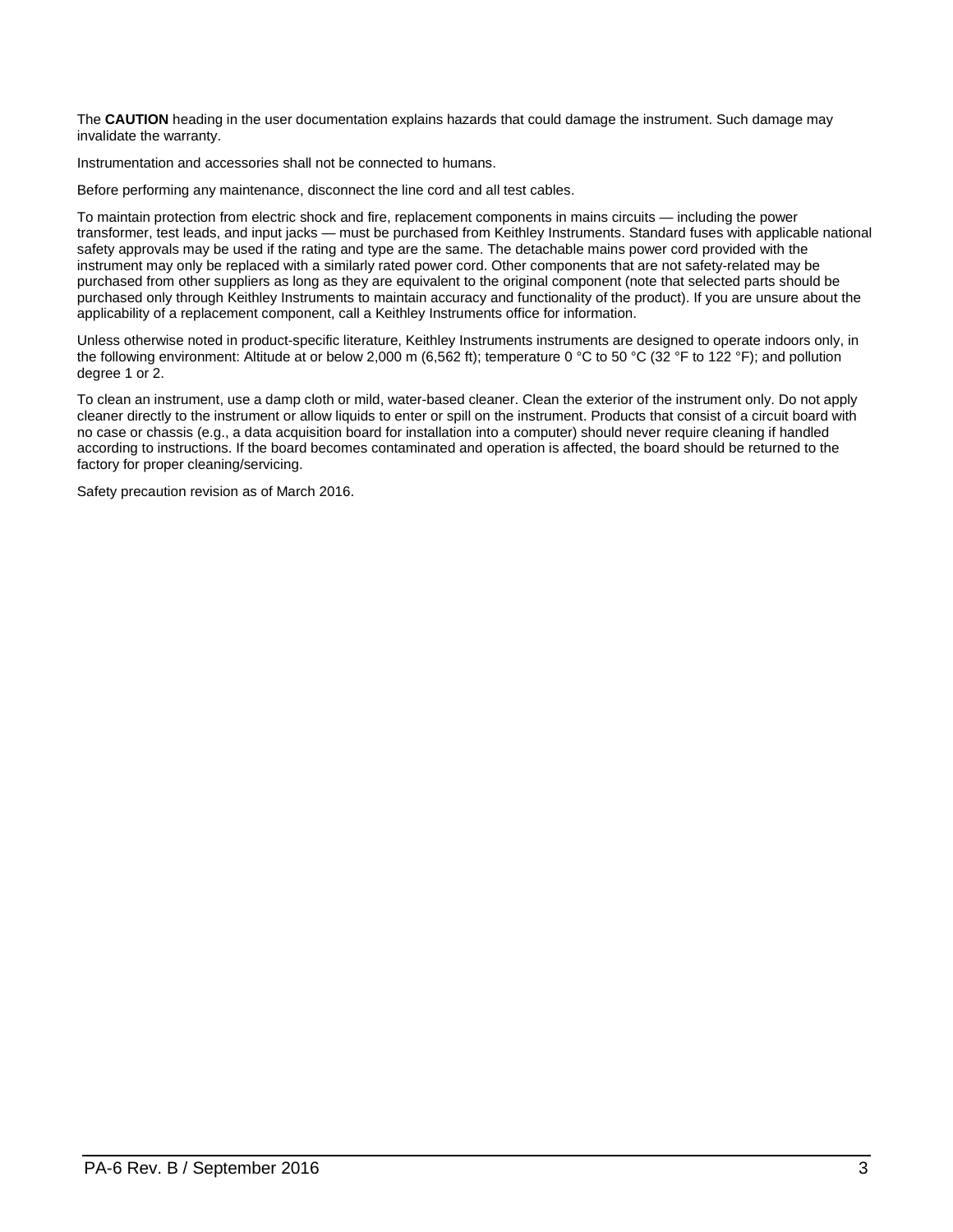The **CAUTION** heading in the user documentation explains hazards that could damage the instrument. Such damage may invalidate the warranty.

Instrumentation and accessories shall not be connected to humans.

Before performing any maintenance, disconnect the line cord and all test cables.

To maintain protection from electric shock and fire, replacement components in mains circuits — including the power transformer, test leads, and input jacks — must be purchased from Keithley Instruments. Standard fuses with applicable national safety approvals may be used if the rating and type are the same. The detachable mains power cord provided with the instrument may only be replaced with a similarly rated power cord. Other components that are not safety-related may be purchased from other suppliers as long as they are equivalent to the original component (note that selected parts should be purchased only through Keithley Instruments to maintain accuracy and functionality of the product). If you are unsure about the applicability of a replacement component, call a Keithley Instruments office for information.

Unless otherwise noted in product-specific literature, Keithley Instruments instruments are designed to operate indoors only, in the following environment: Altitude at or below 2,000 m (6,562 ft); temperature 0 °C to 50 °C (32 °F to 122 °F); and pollution degree 1 or 2.

To clean an instrument, use a damp cloth or mild, water-based cleaner. Clean the exterior of the instrument only. Do not apply cleaner directly to the instrument or allow liquids to enter or spill on the instrument. Products that consist of a circuit board with no case or chassis (e.g., a data acquisition board for installation into a computer) should never require cleaning if handled according to instructions. If the board becomes contaminated and operation is affected, the board should be returned to the factory for proper cleaning/servicing.

Safety precaution revision as of March 2016.